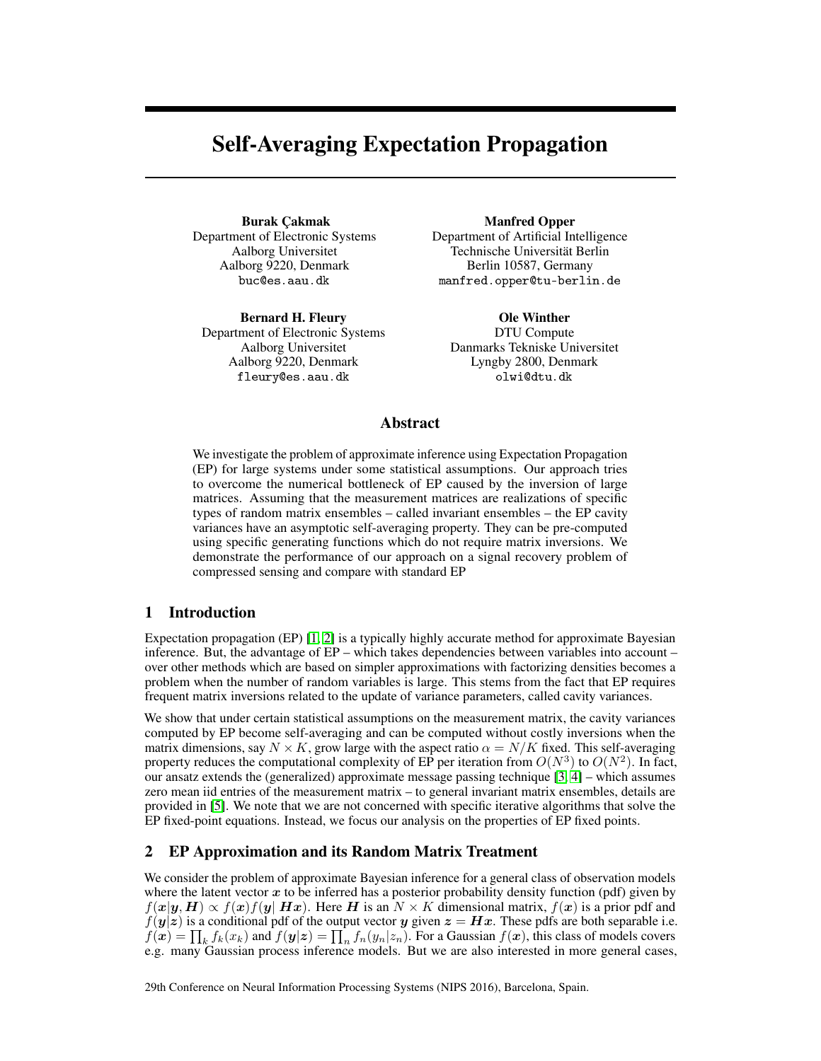# Self-Averaging Expectation Propagation

**Burak Çakmak**
Department of Electronic Systems
Aalborg Universitet
Aalborg 9220, Denmark
buc@es.aau.dk

**Manfred Opper**
Department of Artificial Intelligence
Technische Universität Berlin
Berlin 10587, Germany
manfred.opper@tu-berlin.de

**Bernard H. Fleury**
Department of Electronic Systems
Aalborg Universitet
Aalborg 9220, Denmark
fleury@es.aau.dk

**Ole Winther**
DTU Compute
Danmarks Tekniske Universitet
Lyngby 2800, Denmark
olwi@dtu.dk

## Abstract

We investigate the problem of approximate inference using Expectation Propagation (EP) for large systems under some statistical assumptions. Our approach tries to overcome the numerical bottleneck of EP caused by the inversion of large matrices. Assuming that the measurement matrices are realizations of specific types of random matrix ensembles – called invariant ensembles – the EP cavity variances have an asymptotic self-averaging property. They can be pre-computed using specific generating functions which do not require matrix inversions. We demonstrate the performance of our approach on a signal recovery problem of compressed sensing and compare with standard EP

## 1 Introduction

Expectation propagation (EP) [1, 2] is a typically highly accurate method for approximate Bayesian inference. But, the advantage of EP – which takes dependencies between variables into account – over other methods which are based on simpler approximations with factorizing densities becomes a problem when the number of random variables is large. This stems from the fact that EP requires frequent matrix inversions related to the update of variance parameters, called cavity variances.

We show that under certain statistical assumptions on the measurement matrix, the cavity variances computed by EP become self-averaging and can be computed without costly inversions when the matrix dimensions, say $N \times K$, grow large with the aspect ratio $\alpha = N/K$ fixed. This self-averaging property reduces the computational complexity of EP per iteration from $O(N^3)$ to $O(N^2)$. In fact, our ansatz extends the (generalized) approximate message passing technique [3, 4] – which assumes zero mean iid entries of the measurement matrix – to general invariant matrix ensembles, details are provided in [5]. We note that we are not concerned with specific iterative algorithms that solve the EP fixed-point equations. Instead, we focus our analysis on the properties of EP fixed points.

## 2 EP Approximation and its Random Matrix Treatment

We consider the problem of approximate Bayesian inference for a general class of observation models where the latent vector $\boldsymbol{x}$ to be inferred has a posterior probability density function (pdf) given by $f(\boldsymbol{x}|\boldsymbol{y}, \boldsymbol{H}) \propto f(\boldsymbol{x})f(\boldsymbol{y}|\ \boldsymbol{H}\boldsymbol{x})$. Here $\boldsymbol{H}$ is an $N \times K$ dimensional matrix, $f(\boldsymbol{x})$ is a prior pdf and $f(\boldsymbol{y}|\boldsymbol{z})$ is a conditional pdf of the output vector $\boldsymbol{y}$ given $\boldsymbol{z} = \boldsymbol{H}\boldsymbol{x}$. These pdfs are both separable i.e. $f(\boldsymbol{x}) = \prod_k f_k(x_k)$ and $f(\boldsymbol{y}|\boldsymbol{z}) = \prod_n f_n(y_n|z_n)$. For a Gaussian $f(\boldsymbol{x})$, this class of models covers e.g. many Gaussian process inference models. But we are also interested in more general cases,

29th Conference on Neural Information Processing Systems (NIPS 2016), Barcelona, Spain.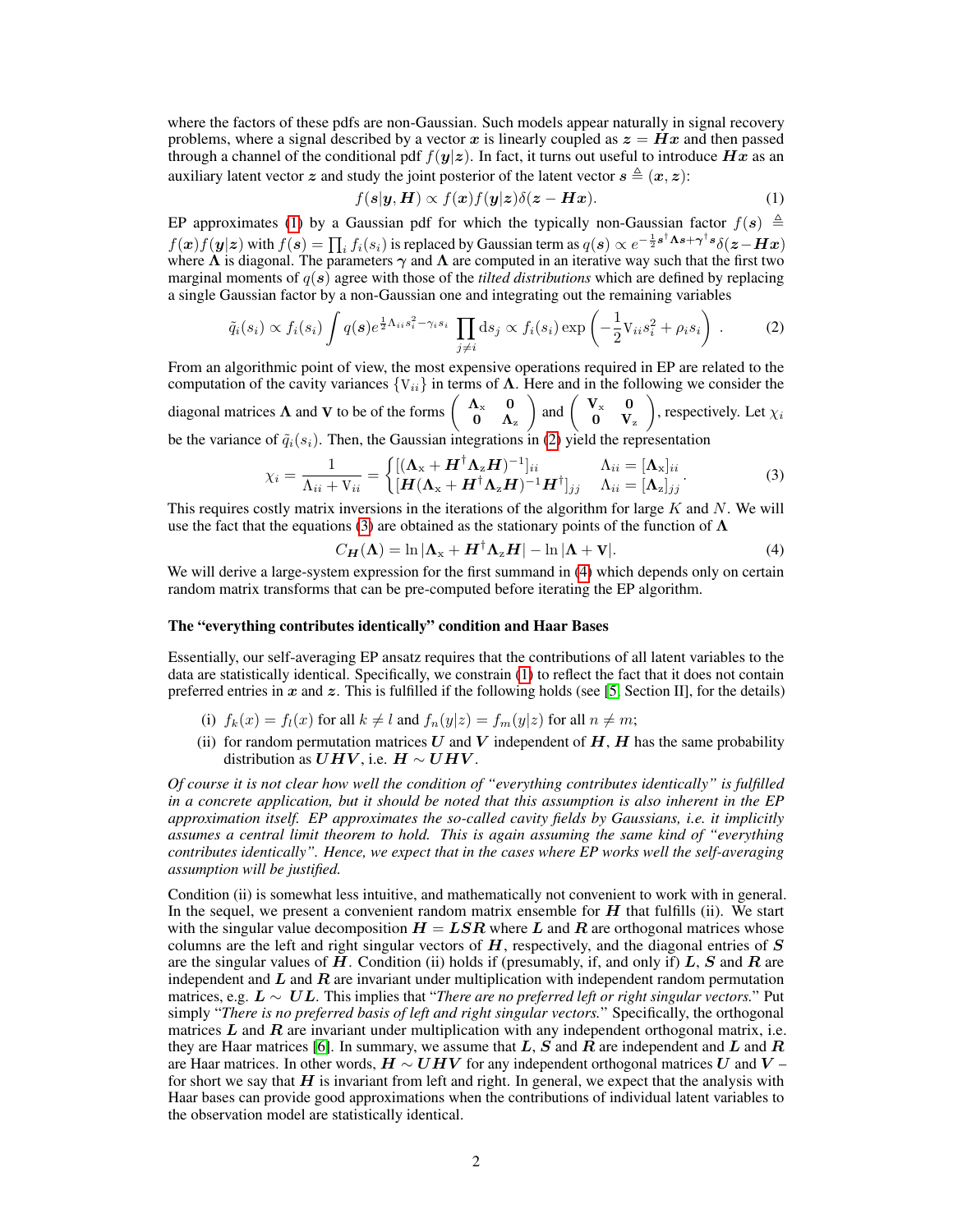where the factors of these pdfs are non-Gaussian. Such models appear naturally in signal recovery problems, where a signal described by a vector $\boldsymbol{x}$ is linearly coupled as $\boldsymbol{z} = \boldsymbol{H}\boldsymbol{x}$ and then passed through a channel of the conditional pdf $f(\boldsymbol{y}|\boldsymbol{z})$. In fact, it turns out useful to introduce $\boldsymbol{H}\boldsymbol{x}$ as an auxiliary latent vector $\boldsymbol{z}$ and study the joint posterior of the latent vector $\boldsymbol{s} \triangleq (\boldsymbol{x}, \boldsymbol{z})$:

$$f(\boldsymbol{s}|\boldsymbol{y}, \boldsymbol{H}) \propto f(\boldsymbol{x}) f(\boldsymbol{y}|\boldsymbol{z}) \delta(\boldsymbol{z} - \boldsymbol{H}\boldsymbol{x}). \tag{1}$$

EP approximates (1) by a Gaussian pdf for which the typically non-Gaussian factor $f(\boldsymbol{s}) \triangleq f(\boldsymbol{x}) f(\boldsymbol{y}|\boldsymbol{z})$ with $f(\boldsymbol{s}) = \prod_i f_i(s_i)$ is replaced by Gaussian term as $q(\boldsymbol{s}) \propto e^{-\frac{1}{2}\boldsymbol{s}^\dagger \boldsymbol{\Lambda} \boldsymbol{s} + \boldsymbol{\gamma}^\dagger \boldsymbol{s}} \delta(\boldsymbol{z} - \boldsymbol{H}\boldsymbol{x})$ where $\boldsymbol{\Lambda}$ is diagonal. The parameters $\boldsymbol{\gamma}$ and $\boldsymbol{\Lambda}$ are computed in an iterative way such that the first two marginal moments of $q(\boldsymbol{s})$ agree with those of the *tilted distributions* which are defined by replacing a single Gaussian factor by a non-Gaussian one and integrating out the remaining variables

$$\tilde{q}_i(s_i) \propto f_i(s_i) \int q(\boldsymbol{s}) e^{\frac{1}{2}\Lambda_{ii} s_i^2 - \gamma_i s_i} \prod_{j \neq i} \mathrm{d}s_j \propto f_i(s_i) \exp\left(-\frac{1}{2} \mathrm{V}_{ii} s_i^2 + \rho_i s_i\right). \tag{2}$$

From an algorithmic point of view, the most expensive operations required in EP are related to the computation of the cavity variances $\{\mathrm{V}_{ii}\}$ in terms of $\boldsymbol{\Lambda}$. Here and in the following we consider the diagonal matrices $\boldsymbol{\Lambda}$ and $\mathbf{V}$ to be of the forms $\begin{pmatrix} \boldsymbol{\Lambda}_{\mathrm{x}} & \mathbf{0} \\ \mathbf{0} & \boldsymbol{\Lambda}_{\mathrm{z}} \end{pmatrix}$ and $\begin{pmatrix} \mathbf{V}_{\mathrm{x}} & \mathbf{0} \\ \mathbf{0} & \mathbf{V}_{\mathrm{z}} \end{pmatrix}$, respectively. Let $\chi_i$ be the variance of $\tilde{q}_i(s_i)$. Then, the Gaussian integrations in (2) yield the representation

$$\chi_i = \frac{1}{\Lambda_{ii} + \mathrm{V}_{ii}} = \begin{cases} [(\boldsymbol{\Lambda}_{\mathrm{x}} + \boldsymbol{H}^\dagger \boldsymbol{\Lambda}_{\mathrm{z}} \boldsymbol{H})^{-1}]_{ii} & \Lambda_{ii} = [\boldsymbol{\Lambda}_{\mathrm{x}}]_{ii} \\ [\boldsymbol{H}(\boldsymbol{\Lambda}_{\mathrm{x}} + \boldsymbol{H}^\dagger \boldsymbol{\Lambda}_{\mathrm{z}} \boldsymbol{H})^{-1} \boldsymbol{H}^\dagger]_{jj} & \Lambda_{ii} = [\boldsymbol{\Lambda}_{\mathrm{z}}]_{jj} \end{cases}. \tag{3}$$

This requires costly matrix inversions in the iterations of the algorithm for large $K$ and $N$. We will use the fact that the equations (3) are obtained as the stationary points of the function of $\boldsymbol{\Lambda}$

$$C_{\boldsymbol{H}}(\boldsymbol{\Lambda}) = \ln|\boldsymbol{\Lambda}_{\mathrm{x}} + \boldsymbol{H}^\dagger \boldsymbol{\Lambda}_{\mathrm{z}} \boldsymbol{H}| - \ln|\boldsymbol{\Lambda} + \mathbf{V}|. \tag{4}$$

We will derive a large-system expression for the first summand in (4) which depends only on certain random matrix transforms that can be pre-computed before iterating the EP algorithm.

### The "everything contributes identically" condition and Haar Bases

Essentially, our self-averaging EP ansatz requires that the contributions of all latent variables to the data are statistically identical. Specifically, we constrain (1) to reflect the fact that it does not contain preferred entries in $\boldsymbol{x}$ and $\boldsymbol{z}$. This is fulfilled if the following holds (see [5, Section II], for the details)

(i) $f_k(x) = f_l(x)$ for all $k \neq l$ and $f_n(y|z) = f_m(y|z)$ for all $n \neq m$;

(ii) for random permutation matrices $\boldsymbol{U}$ and $\boldsymbol{V}$ independent of $\boldsymbol{H}$, $\boldsymbol{H}$ has the same probability distribution as $\boldsymbol{U}\boldsymbol{H}\boldsymbol{V}$, i.e. $\boldsymbol{H} \sim \boldsymbol{U}\boldsymbol{H}\boldsymbol{V}$.

*Of course it is not clear how well the condition of "everything contributes identically" is fulfilled in a concrete application, but it should be noted that this assumption is also inherent in the EP approximation itself. EP approximates the so-called cavity fields by Gaussians, i.e. it implicitly assumes a central limit theorem to hold. This is again assuming the same kind of "everything contributes identically". Hence, we expect that in the cases where EP works well the self-averaging assumption will be justified.*

Condition (ii) is somewhat less intuitive, and mathematically not convenient to work with in general. In the sequel, we present a convenient random matrix ensemble for $\boldsymbol{H}$ that fulfills (ii). We start with the singular value decomposition $\boldsymbol{H} = \boldsymbol{L}\boldsymbol{S}\boldsymbol{R}$ where $\boldsymbol{L}$ and $\boldsymbol{R}$ are orthogonal matrices whose columns are the left and right singular vectors of $\boldsymbol{H}$, respectively, and the diagonal entries of $\boldsymbol{S}$ are the singular values of $\boldsymbol{H}$. Condition (ii) holds if (presumably, if, and only if) $\boldsymbol{L}$, $\boldsymbol{S}$ and $\boldsymbol{R}$ are independent and $\boldsymbol{L}$ and $\boldsymbol{R}$ are invariant under multiplication with independent random permutation matrices, e.g. $\boldsymbol{L} \sim \boldsymbol{U}\boldsymbol{L}$. This implies that "*There are no preferred left or right singular vectors.*" Put simply "*There is no preferred basis of left and right singular vectors.*" Specifically, the orthogonal matrices $\boldsymbol{L}$ and $\boldsymbol{R}$ are invariant under multiplication with any independent orthogonal matrix, i.e. they are Haar matrices [6]. In summary, we assume that $\boldsymbol{L}$, $\boldsymbol{S}$ and $\boldsymbol{R}$ are independent and $\boldsymbol{L}$ and $\boldsymbol{R}$ are Haar matrices. In other words, $\boldsymbol{H} \sim \boldsymbol{U}\boldsymbol{H}\boldsymbol{V}$ for any independent orthogonal matrices $\boldsymbol{U}$ and $\boldsymbol{V}$ – for short we say that $\boldsymbol{H}$ is invariant from left and right. In general, we expect that the analysis with Haar bases can provide good approximations when the contributions of individual latent variables to the observation model are statistically identical.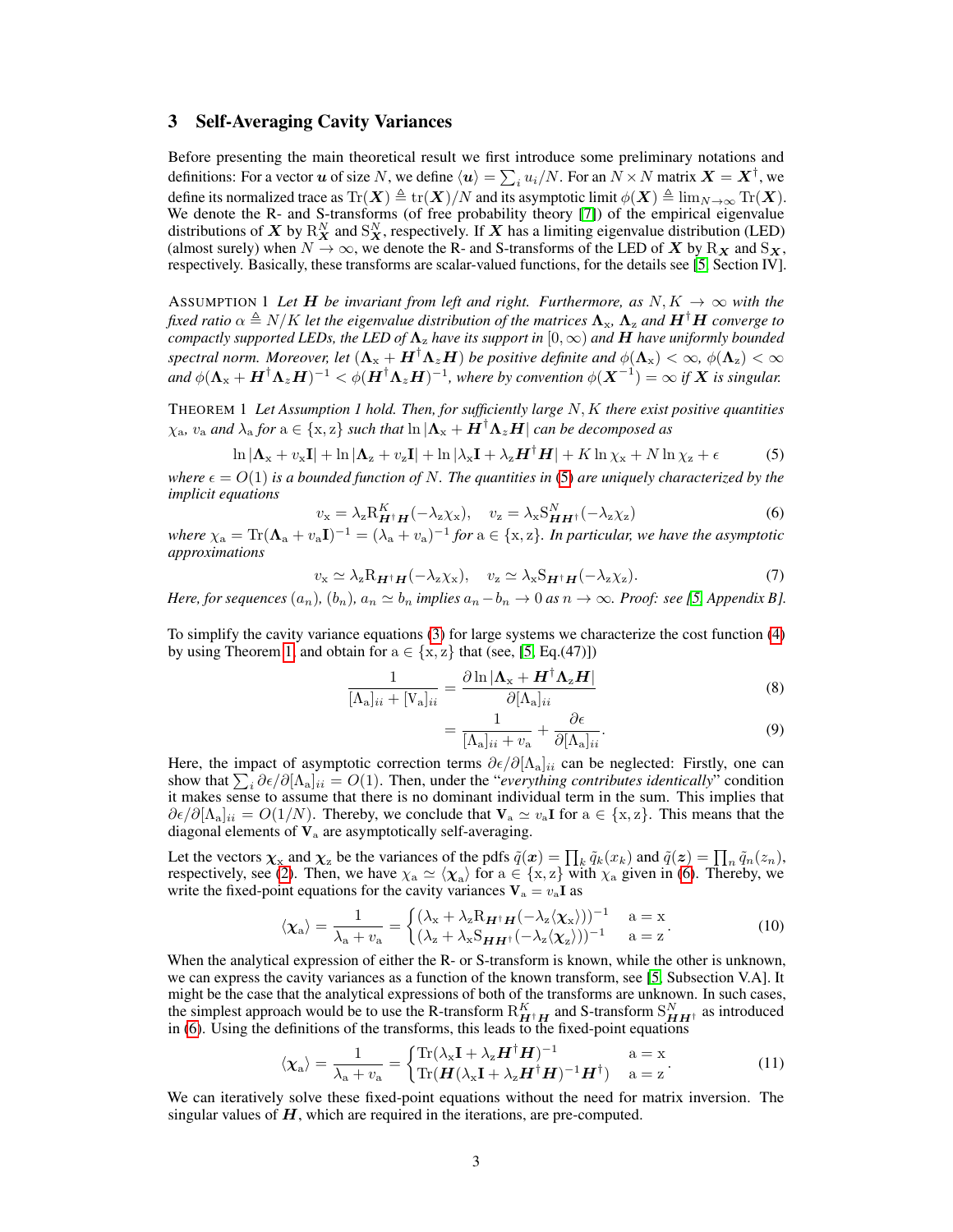## 3 Self-Averaging Cavity Variances

Before presenting the main theoretical result we first introduce some preliminary notations and definitions: For a vector $\boldsymbol{u}$ of size $N$, we define $\langle \boldsymbol{u} \rangle = \sum_i u_i / N$. For an $N \times N$ matrix $\boldsymbol{X} = \boldsymbol{X}^\dagger$, we define its normalized trace as $\mathrm{Tr}(\boldsymbol{X}) \triangleq \mathrm{tr}(\boldsymbol{X})/N$ and its asymptotic limit $\phi(\boldsymbol{X}) \triangleq \lim_{N\to\infty} \mathrm{Tr}(\boldsymbol{X})$. We denote the R- and S-transforms (of free probability theory [7]) of the empirical eigenvalue distributions of $\boldsymbol{X}$ by $\mathrm{R}_{\boldsymbol{X}}^N$ and $\mathrm{S}_{\boldsymbol{X}}^N$, respectively. If $\boldsymbol{X}$ has a limiting eigenvalue distribution (LED) (almost surely) when $N \to \infty$, we denote the R- and S-transforms of the LED of $\boldsymbol{X}$ by $\mathrm{R}_{\boldsymbol{X}}$ and $\mathrm{S}_{\boldsymbol{X}}$, respectively. Basically, these transforms are scalar-valued functions, for the details see [5, Section IV].

Assumption 1 *Let $\boldsymbol{H}$ be invariant from left and right. Furthermore, as $N, K \to \infty$ with the fixed ratio $\alpha \triangleq N/K$ let the eigenvalue distribution of the matrices $\boldsymbol{\Lambda}_{\mathrm{x}}$, $\boldsymbol{\Lambda}_{\mathrm{z}}$ and $\boldsymbol{H}^\dagger\boldsymbol{H}$ converge to compactly supported LEDs, the LED of $\boldsymbol{\Lambda}_{\mathrm{z}}$ have its support in $[0,\infty)$ and $\boldsymbol{H}$ have uniformly bounded spectral norm. Moreover, let $(\boldsymbol{\Lambda}_{\mathrm{x}} + \boldsymbol{H}^\dagger\boldsymbol{\Lambda}_{\mathrm{z}}\boldsymbol{H})$ be positive definite and $\phi(\boldsymbol{\Lambda}_{\mathrm{x}}) < \infty$, $\phi(\boldsymbol{\Lambda}_{\mathrm{z}}) < \infty$ and $\phi(\boldsymbol{\Lambda}_{\mathrm{x}} + \boldsymbol{H}^\dagger\boldsymbol{\Lambda}_{\mathrm{z}}\boldsymbol{H})^{-1} < \phi(\boldsymbol{H}^\dagger\boldsymbol{\Lambda}_{\mathrm{z}}\boldsymbol{H})^{-1}$, where by convention $\phi(\boldsymbol{X}^{-1}) = \infty$ if $\boldsymbol{X}$ is singular.*

Theorem 1 *Let Assumption 1 hold. Then, for sufficiently large $N, K$ there exist positive quantities $\chi_{\mathrm{a}}$, $v_{\mathrm{a}}$ and $\lambda_{\mathrm{a}}$ for $\mathrm{a} \in \{\mathrm{x}, \mathrm{z}\}$ such that $\ln|\boldsymbol{\Lambda}_{\mathrm{x}} + \boldsymbol{H}^\dagger\boldsymbol{\Lambda}_{\mathrm{z}}\boldsymbol{H}|$ can be decomposed as*

$$\ln|\boldsymbol{\Lambda}_{\mathrm{x}} + v_{\mathrm{x}}\mathbf{I}| + \ln|\boldsymbol{\Lambda}_{\mathrm{z}} + v_{\mathrm{z}}\mathbf{I}| + \ln|\lambda_{\mathrm{x}}\mathbf{I} + \lambda_{\mathrm{z}}\boldsymbol{H}^\dagger\boldsymbol{H}| + K\ln\chi_{\mathrm{x}} + N\ln\chi_{\mathrm{z}} + \epsilon \tag{5}$$

*where $\epsilon = O(1)$ is a bounded function of $N$. The quantities in (5) are uniquely characterized by the implicit equations*

$$v_{\mathrm{x}} = \lambda_{\mathrm{z}}\mathrm{R}^K_{\boldsymbol{H}^\dagger\boldsymbol{H}}(-\lambda_{\mathrm{z}}\chi_{\mathrm{x}}), \quad v_{\mathrm{z}} = \lambda_{\mathrm{x}}\mathrm{S}^N_{\boldsymbol{H}\boldsymbol{H}^\dagger}(-\lambda_{\mathrm{z}}\chi_{\mathrm{z}}) \tag{6}$$

*where $\chi_{\mathrm{a}} = \mathrm{Tr}(\boldsymbol{\Lambda}_{\mathrm{a}} + v_{\mathrm{a}}\mathbf{I})^{-1} = (\lambda_{\mathrm{a}} + v_{\mathrm{a}})^{-1}$ for $\mathrm{a} \in \{\mathrm{x}, \mathrm{z}\}$. In particular, we have the asymptotic approximations*

$$v_{\mathrm{x}} \simeq \lambda_{\mathrm{z}}\mathrm{R}_{\boldsymbol{H}^\dagger\boldsymbol{H}}(-\lambda_{\mathrm{z}}\chi_{\mathrm{x}}), \quad v_{\mathrm{z}} \simeq \lambda_{\mathrm{x}}\mathrm{S}_{\boldsymbol{H}^\dagger\boldsymbol{H}}(-\lambda_{\mathrm{z}}\chi_{\mathrm{z}}). \tag{7}$$

*Here, for sequences $(a_n)$, $(b_n)$, $a_n \simeq b_n$ implies $a_n - b_n \to 0$ as $n \to \infty$. Proof: see [5, Appendix B].*

To simplify the cavity variance equations (3) for large systems we characterize the cost function (4) by using Theorem 1 and obtain for $\mathrm{a} \in \{\mathrm{x}, \mathrm{z}\}$ that (see, [5, Eq.(47)])

$$\frac{1}{[\Lambda_{\mathrm{a}}]_{ii} + [\mathrm{V}_{\mathrm{a}}]_{ii}} = \frac{\partial \ln|\boldsymbol{\Lambda}_{\mathrm{x}} + \boldsymbol{H}^\dagger\boldsymbol{\Lambda}_{\mathrm{z}}\boldsymbol{H}|}{\partial[\Lambda_{\mathrm{a}}]_{ii}} \tag{8}$$

$$= \frac{1}{[\Lambda_{\mathrm{a}}]_{ii} + v_{\mathrm{a}}} + \frac{\partial\epsilon}{\partial[\Lambda_{\mathrm{a}}]_{ii}}. \tag{9}$$

Here, the impact of asymptotic correction terms $\partial\epsilon/\partial[\Lambda_{\mathrm{a}}]_{ii}$ can be neglected: Firstly, one can show that $\sum_i \partial\epsilon/\partial[\Lambda_{\mathrm{a}}]_{ii} = O(1)$. Then, under the "*everything contributes identically*" condition it makes sense to assume that there is no dominant individual term in the sum. This implies that $\partial\epsilon/\partial[\Lambda_{\mathrm{a}}]_{ii} = O(1/N)$. Thereby, we conclude that $\mathbf{V}_{\mathrm{a}} \simeq v_{\mathrm{a}}\mathbf{I}$ for $\mathrm{a} \in \{\mathrm{x}, \mathrm{z}\}$. This means that the diagonal elements of $\mathbf{V}_{\mathrm{a}}$ are asymptotically self-averaging.

Let the vectors $\boldsymbol{\chi}_{\mathrm{x}}$ and $\boldsymbol{\chi}_{\mathrm{z}}$ be the variances of the pdfs $\tilde{q}(\boldsymbol{x}) = \prod_k \tilde{q}_k(x_k)$ and $\tilde{q}(\boldsymbol{z}) = \prod_n \tilde{q}_n(z_n)$, respectively, see (2). Then, we have $\chi_{\mathrm{a}} \simeq \langle\boldsymbol{\chi}_{\mathrm{a}}\rangle$ for $\mathrm{a} \in \{\mathrm{x}, \mathrm{z}\}$ with $\chi_{\mathrm{a}}$ given in (6). Thereby, we write the fixed-point equations for the cavity variances $\mathbf{V}_{\mathrm{a}} = v_{\mathrm{a}}\mathbf{I}$ as

$$\langle\boldsymbol{\chi}_{\mathrm{a}}\rangle = \frac{1}{\lambda_{\mathrm{a}} + v_{\mathrm{a}}} = \begin{cases} (\lambda_{\mathrm{x}} + \lambda_{\mathrm{z}}\mathrm{R}_{\boldsymbol{H}^\dagger\boldsymbol{H}}(-\lambda_{\mathrm{z}}\langle\boldsymbol{\chi}_{\mathrm{x}}\rangle))^{-1} & \mathrm{a} = \mathrm{x} \\ (\lambda_{\mathrm{z}} + \lambda_{\mathrm{x}}\mathrm{S}_{\boldsymbol{H}\boldsymbol{H}^\dagger}(-\lambda_{\mathrm{z}}\langle\boldsymbol{\chi}_{\mathrm{z}}\rangle))^{-1} & \mathrm{a} = \mathrm{z} \end{cases}. \tag{10}$$

When the analytical expression of either the R- or S-transform is known, while the other is unknown, we can express the cavity variances as a function of the known transform, see [5, Subsection V.A]. It might be the case that the analytical expressions of both of the transforms are unknown. In such cases, the simplest approach would be to use the R-transform $\mathrm{R}^K_{\boldsymbol{H}^\dagger\boldsymbol{H}}$ and S-transform $\mathrm{S}^N_{\boldsymbol{H}\boldsymbol{H}^\dagger}$ as introduced in (6). Using the definitions of the transforms, this leads to the fixed-point equations

$$\langle\boldsymbol{\chi}_{\mathrm{a}}\rangle = \frac{1}{\lambda_{\mathrm{a}} + v_{\mathrm{a}}} = \begin{cases} \mathrm{Tr}(\lambda_{\mathrm{x}}\mathbf{I} + \lambda_{\mathrm{z}}\boldsymbol{H}^\dagger\boldsymbol{H})^{-1} & \mathrm{a} = \mathrm{x} \\ \mathrm{Tr}(\boldsymbol{H}(\lambda_{\mathrm{x}}\mathbf{I} + \lambda_{\mathrm{z}}\boldsymbol{H}^\dagger\boldsymbol{H})^{-1}\boldsymbol{H}^\dagger) & \mathrm{a} = \mathrm{z} \end{cases}. \tag{11}$$

We can iteratively solve these fixed-point equations without the need for matrix inversion. The singular values of $\boldsymbol{H}$, which are required in the iterations, are pre-computed.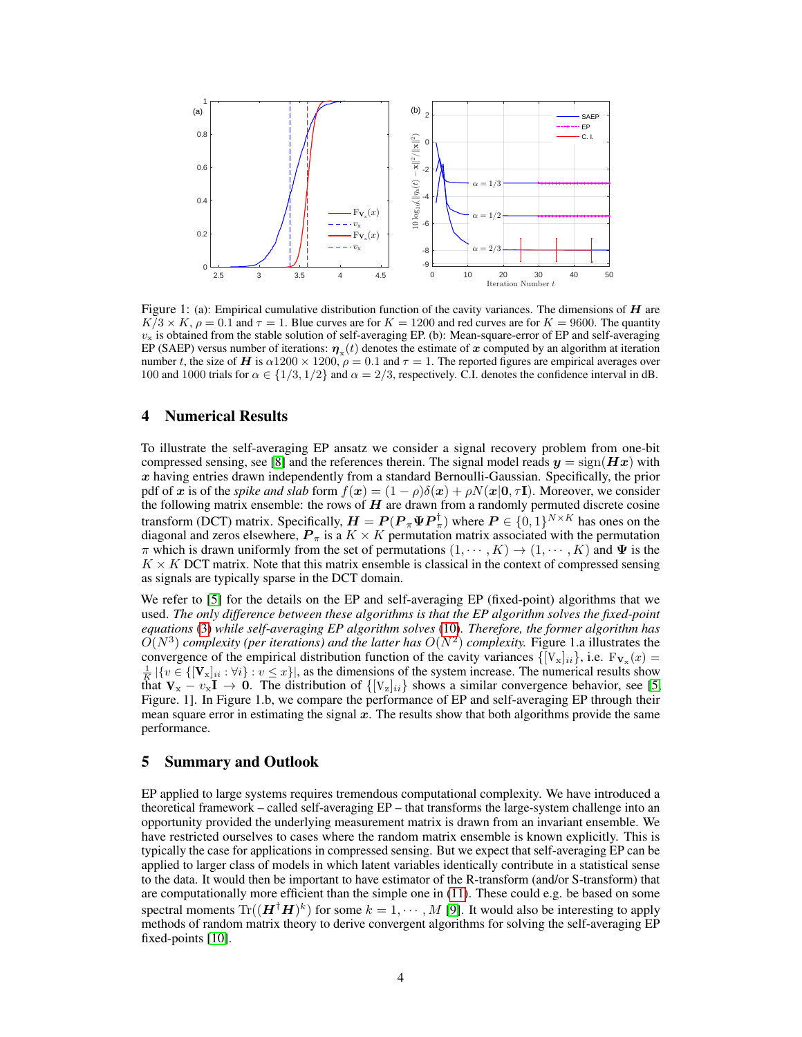Figure 1: (a): Empirical cumulative distribution function of the cavity variances. The dimensions of $\boldsymbol{H}$ are $K/3 \times K$, $\rho = 0.1$ and $\tau = 1$. Blue curves are for $K = 1200$ and red curves are for $K = 9600$. The quantity $v_{\rm x}$ is obtained from the stable solution of self-averaging EP. (b): Mean-square-error of EP and self-averaging EP (SAEP) versus number of iterations: $\boldsymbol{\eta}_{\rm x}(t)$ denotes the estimate of $\boldsymbol{x}$ computed by an algorithm at iteration number $t$, the size of $\boldsymbol{H}$ is $\alpha 1200 \times 1200$, $\rho = 0.1$ and $\tau = 1$. The reported figures are empirical averages over 100 and 1000 trials for $\alpha \in \{1/3, 1/2\}$ and $\alpha = 2/3$, respectively. C.I. denotes the confidence interval in dB.

## 4 Numerical Results

To illustrate the self-averaging EP ansatz we consider a signal recovery problem from one-bit compressed sensing, see [8] and the references therein. The signal model reads $\boldsymbol{y} = \text{sign}(\boldsymbol{H}\boldsymbol{x})$ with $\boldsymbol{x}$ having entries drawn independently from a standard Bernoulli-Gaussian. Specifically, the prior pdf of $\boldsymbol{x}$ is of the *spike and slab* form $f(\boldsymbol{x}) = (1-\rho)\delta(\boldsymbol{x}) + \rho N(\boldsymbol{x}|\boldsymbol{0}, \tau\mathbf{I})$. Moreover, we consider the following matrix ensemble: the rows of $\boldsymbol{H}$ are drawn from a randomly permuted discrete cosine transform (DCT) matrix. Specifically, $\boldsymbol{H} = \boldsymbol{P}(\boldsymbol{P}_\pi \boldsymbol{\Psi} \boldsymbol{P}_\pi^\dagger)$ where $\boldsymbol{P} \in \{0,1\}^{N \times K}$ has ones on the diagonal and zeros elsewhere, $\boldsymbol{P}_\pi$ is a $K \times K$ permutation matrix associated with the permutation $\pi$ which is drawn uniformly from the set of permutations $(1, \cdots, K) \to (1, \cdots, K)$ and $\boldsymbol{\Psi}$ is the $K \times K$ DCT matrix. Note that this matrix ensemble is classical in the context of compressed sensing as signals are typically sparse in the DCT domain.

We refer to [5] for the details on the EP and self-averaging EP (fixed-point) algorithms that we used. *The only difference between these algorithms is that the EP algorithm solves the fixed-point equations (3) while self-averaging EP algorithm solves (10). Therefore, the former algorithm has $O(N^3)$ complexity (per iterations) and the latter has $O(N^2)$ complexity.* Figure 1.a illustrates the convergence of the empirical distribution function of the cavity variances $\{[\text{V}_{\rm x}]_{ii}\}$, i.e. $\text{F}_{\mathbf{V}_{\rm x}}(x) = \frac{1}{K}|\{v \in \{[\mathbf{V}_{\rm x}]_{ii} : \forall i\} : v \leq x\}|$, as the dimensions of the system increase. The numerical results show that $\mathbf{V}_{\rm x} - v_{\rm x}\mathbf{I} \to \mathbf{0}$. The distribution of $\{[\text{V}_{\rm z}]_{ii}\}$ shows a similar convergence behavior, see [5, Figure. 1]. In Figure 1.b, we compare the performance of EP and self-averaging EP through their mean square error in estimating the signal $\boldsymbol{x}$. The results show that both algorithms provide the same performance.

## 5 Summary and Outlook

EP applied to large systems requires tremendous computational complexity. We have introduced a theoretical framework – called self-averaging EP – that transforms the large-system challenge into an opportunity provided the underlying measurement matrix is drawn from an invariant ensemble. We have restricted ourselves to cases where the random matrix ensemble is known explicitly. This is typically the case for applications in compressed sensing. But we expect that self-averaging EP can be applied to larger class of models in which latent variables identically contribute in a statistical sense to the data. It would then be important to have estimator of the R-transform (and/or S-transform) that are computationally more efficient than the simple one in (11). These could e.g. be based on some spectral moments $\text{Tr}((\boldsymbol{H}^\dagger\boldsymbol{H})^k)$ for some $k = 1, \cdots, M$ [9]. It would also be interesting to apply methods of random matrix theory to derive convergent algorithms for solving the self-averaging EP fixed-points [10].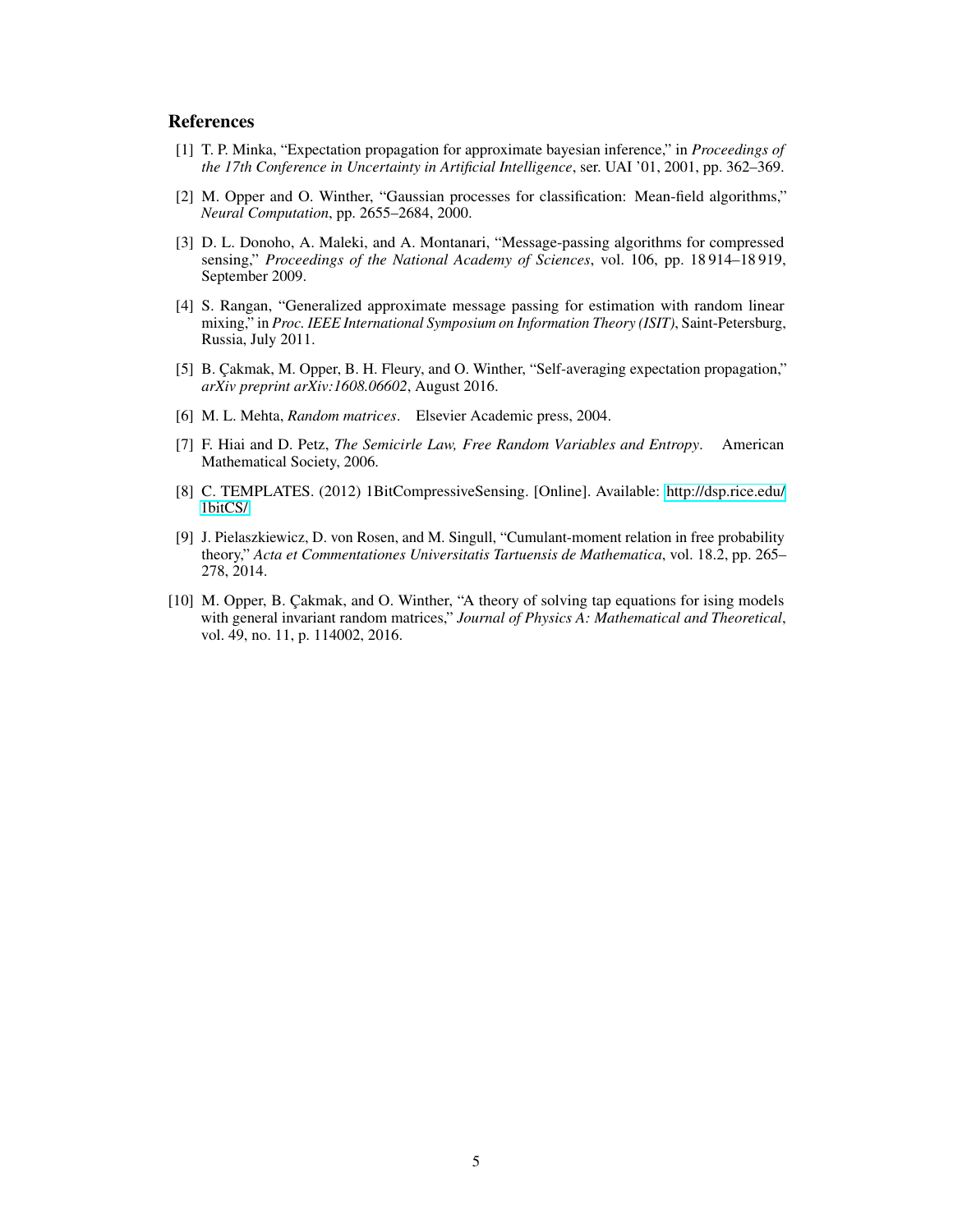## References

[1] T. P. Minka, "Expectation propagation for approximate bayesian inference," in *Proceedings of the 17th Conference in Uncertainty in Artificial Intelligence*, ser. UAI '01, 2001, pp. 362–369.

[2] M. Opper and O. Winther, "Gaussian processes for classification: Mean-field algorithms," *Neural Computation*, pp. 2655–2684, 2000.

[3] D. L. Donoho, A. Maleki, and A. Montanari, "Message-passing algorithms for compressed sensing," *Proceedings of the National Academy of Sciences*, vol. 106, pp. 18 914–18 919, September 2009.

[4] S. Rangan, "Generalized approximate message passing for estimation with random linear mixing," in *Proc. IEEE International Symposium on Information Theory (ISIT)*, Saint-Petersburg, Russia, July 2011.

[5] B. Çakmak, M. Opper, B. H. Fleury, and O. Winther, "Self-averaging expectation propagation," *arXiv preprint arXiv:1608.06602*, August 2016.

[6] M. L. Mehta, *Random matrices*. Elsevier Academic press, 2004.

[7] F. Hiai and D. Petz, *The Semicirle Law, Free Random Variables and Entropy*. American Mathematical Society, 2006.

[8] C. TEMPLATES. (2012) 1BitCompressiveSensing. [Online]. Available: http://dsp.rice.edu/1bitCS/

[9] J. Pielaszkiewicz, D. von Rosen, and M. Singull, "Cumulant-moment relation in free probability theory," *Acta et Commentationes Universitatis Tartuensis de Mathematica*, vol. 18.2, pp. 265–278, 2014.

[10] M. Opper, B. Çakmak, and O. Winther, "A theory of solving tap equations for ising models with general invariant random matrices," *Journal of Physics A: Mathematical and Theoretical*, vol. 49, no. 11, p. 114002, 2016.